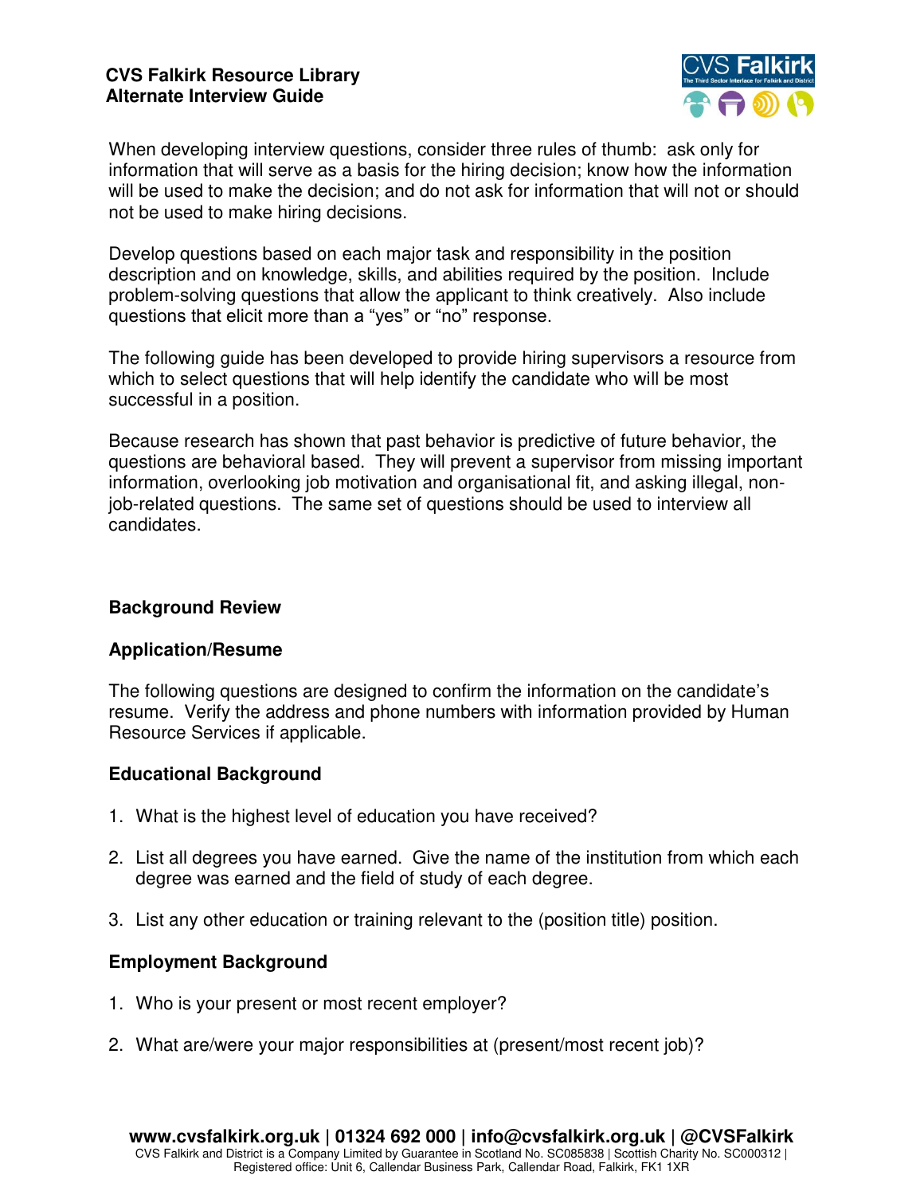**CVS Falkirk Resource Library**
**Alternate Interview Guide**

When developing interview questions, consider three rules of thumb: ask only for information that will serve as a basis for the hiring decision; know how the information will be used to make the decision; and do not ask for information that will not or should not be used to make hiring decisions.

Develop questions based on each major task and responsibility in the position description and on knowledge, skills, and abilities required by the position. Include problem-solving questions that allow the applicant to think creatively. Also include questions that elicit more than a "yes" or "no" response.

The following guide has been developed to provide hiring supervisors a resource from which to select questions that will help identify the candidate who will be most successful in a position.

Because research has shown that past behavior is predictive of future behavior, the questions are behavioral based. They will prevent a supervisor from missing important information, overlooking job motivation and organisational fit, and asking illegal, non-job-related questions. The same set of questions should be used to interview all candidates.

## Background Review

### Application/Resume

The following questions are designed to confirm the information on the candidate's resume. Verify the address and phone numbers with information provided by Human Resource Services if applicable.

### Educational Background

1. What is the highest level of education you have received?
2. List all degrees you have earned. Give the name of the institution from which each degree was earned and the field of study of each degree.
3. List any other education or training relevant to the (position title) position.

### Employment Background

1. Who is your present or most recent employer?
2. What are/were your major responsibilities at (present/most recent job)?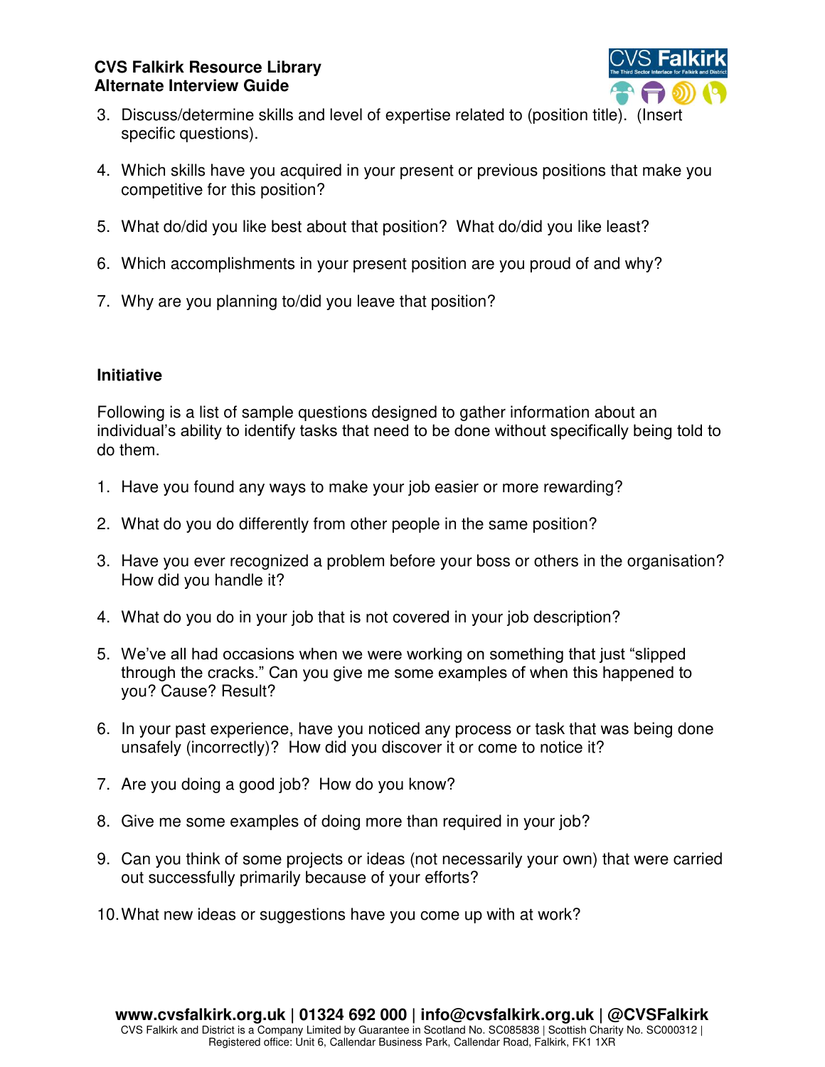3. Discuss/determine skills and level of expertise related to (position title). (Insert specific questions).

4. Which skills have you acquired in your present or previous positions that make you competitive for this position?

5. What do/did you like best about that position? What do/did you like least?

6. Which accomplishments in your present position are you proud of and why?

7. Why are you planning to/did you leave that position?

**Initiative**

Following is a list of sample questions designed to gather information about an individual's ability to identify tasks that need to be done without specifically being told to do them.

1. Have you found any ways to make your job easier or more rewarding?

2. What do you do differently from other people in the same position?

3. Have you ever recognized a problem before your boss or others in the organisation? How did you handle it?

4. What do you do in your job that is not covered in your job description?

5. We've all had occasions when we were working on something that just "slipped through the cracks." Can you give me some examples of when this happened to you? Cause? Result?

6. In your past experience, have you noticed any process or task that was being done unsafely (incorrectly)? How did you discover it or come to notice it?

7. Are you doing a good job? How do you know?

8. Give me some examples of doing more than required in your job?

9. Can you think of some projects or ideas (not necessarily your own) that were carried out successfully primarily because of your efforts?

10. What new ideas or suggestions have you come up with at work?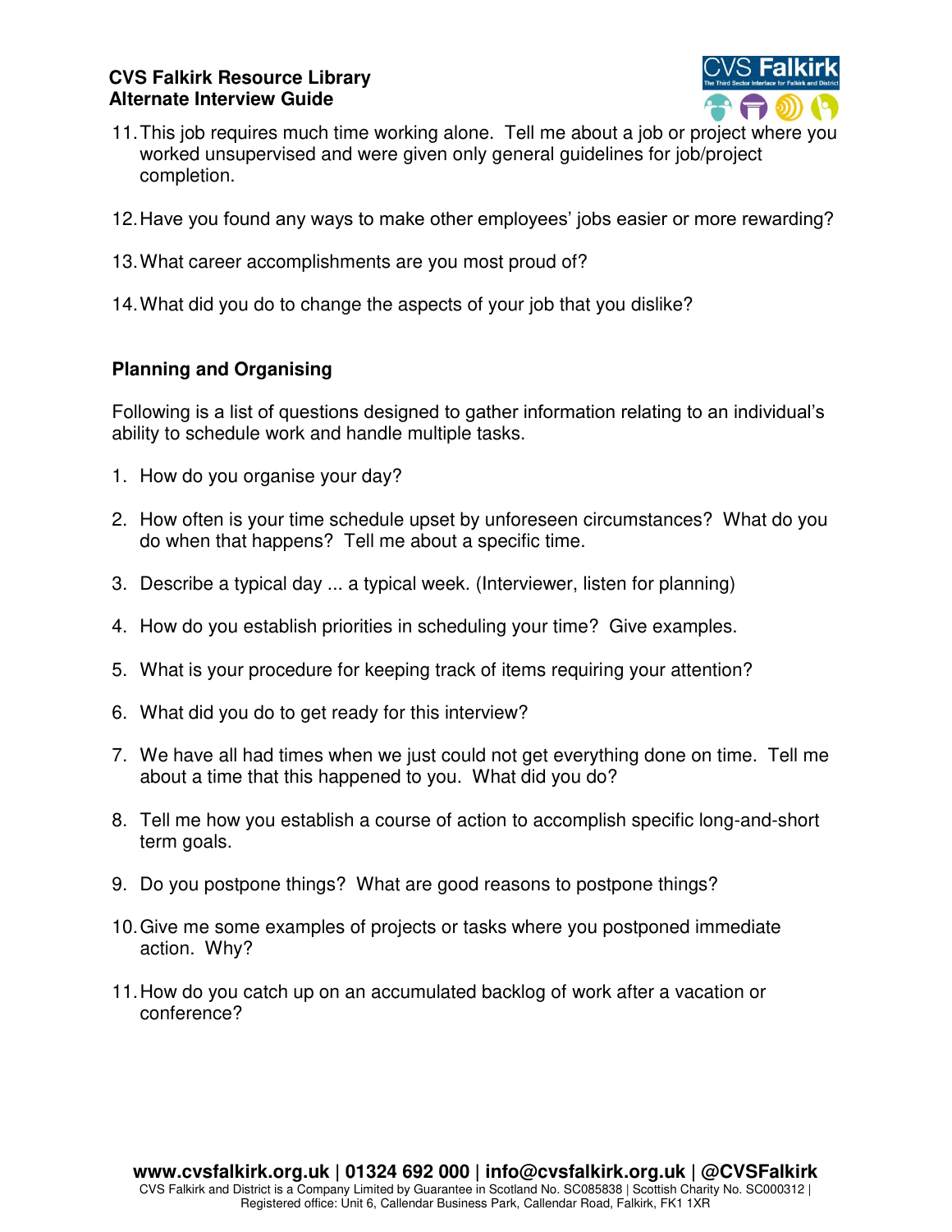11. This job requires much time working alone. Tell me about a job or project where you worked unsupervised and were given only general guidelines for job/project completion.

12. Have you found any ways to make other employees' jobs easier or more rewarding?

13. What career accomplishments are you most proud of?

14. What did you do to change the aspects of your job that you dislike?

**Planning and Organising**

Following is a list of questions designed to gather information relating to an individual's ability to schedule work and handle multiple tasks.

1. How do you organise your day?

2. How often is your time schedule upset by unforeseen circumstances? What do you do when that happens? Tell me about a specific time.

3. Describe a typical day ... a typical week. (Interviewer, listen for planning)

4. How do you establish priorities in scheduling your time? Give examples.

5. What is your procedure for keeping track of items requiring your attention?

6. What did you do to get ready for this interview?

7. We have all had times when we just could not get everything done on time. Tell me about a time that this happened to you. What did you do?

8. Tell me how you establish a course of action to accomplish specific long-and-short term goals.

9. Do you postpone things? What are good reasons to postpone things?

10. Give me some examples of projects or tasks where you postponed immediate action. Why?

11. How do you catch up on an accumulated backlog of work after a vacation or conference?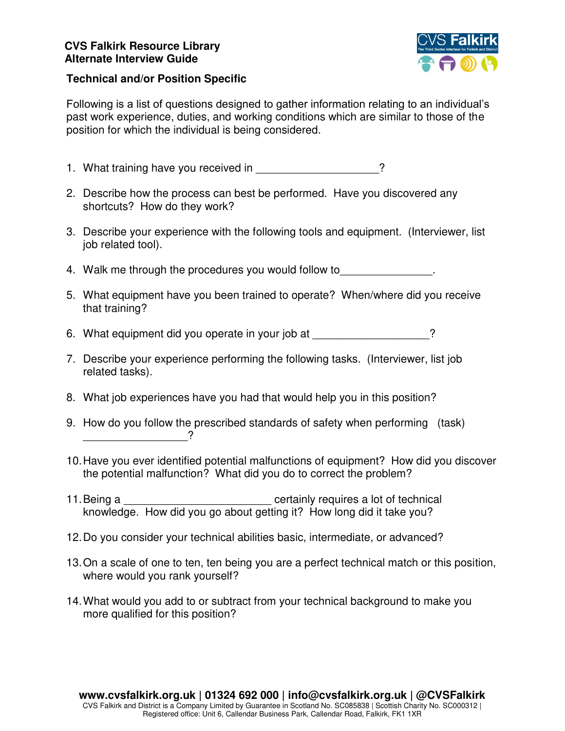**CVS Falkirk Resource Library**
**Alternate Interview Guide**

**Technical and/or Position Specific**

Following is a list of questions designed to gather information relating to an individual's past work experience, duties, and working conditions which are similar to those of the position for which the individual is being considered.

1. What training have you received in ____________________?
2. Describe how the process can best be performed. Have you discovered any shortcuts? How do they work?
3. Describe your experience with the following tools and equipment. (Interviewer, list job related tool).
4. Walk me through the procedures you would follow to_______________.
5. What equipment have you been trained to operate? When/where did you receive that training?
6. What equipment did you operate in your job at ___________________?
7. Describe your experience performing the following tasks. (Interviewer, list job related tasks).
8. What job experiences have you had that would help you in this position?
9. How do you follow the prescribed standards of safety when performing (task) _________________?
10. Have you ever identified potential malfunctions of equipment? How did you discover the potential malfunction? What did you do to correct the problem?
11. Being a ________________________ certainly requires a lot of technical knowledge. How did you go about getting it? How long did it take you?
12. Do you consider your technical abilities basic, intermediate, or advanced?
13. On a scale of one to ten, ten being you are a perfect technical match or this position, where would you rank yourself?
14. What would you add to or subtract from your technical background to make you more qualified for this position?

**www.cvsfalkirk.org.uk | 01324 692 000 | info@cvsfalkirk.org.uk | @CVSFalkirk**
CVS Falkirk and District is a Company Limited by Guarantee in Scotland No. SC085838 | Scottish Charity No. SC000312 | Registered office: Unit 6, Callendar Business Park, Callendar Road, Falkirk, FK1 1XR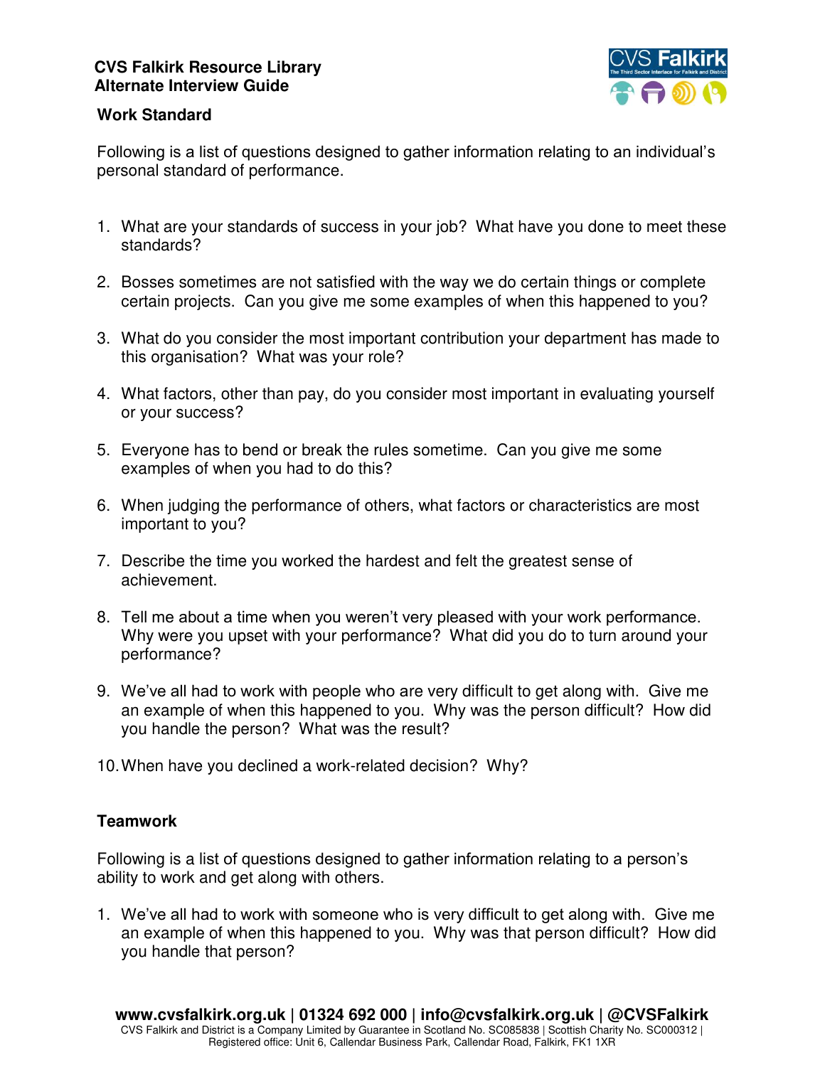**CVS Falkirk Resource Library**
**Alternate Interview Guide**

## Work Standard

Following is a list of questions designed to gather information relating to an individual's personal standard of performance.

1. What are your standards of success in your job? What have you done to meet these standards?
2. Bosses sometimes are not satisfied with the way we do certain things or complete certain projects. Can you give me some examples of when this happened to you?
3. What do you consider the most important contribution your department has made to this organisation? What was your role?
4. What factors, other than pay, do you consider most important in evaluating yourself or your success?
5. Everyone has to bend or break the rules sometime. Can you give me some examples of when you had to do this?
6. When judging the performance of others, what factors or characteristics are most important to you?
7. Describe the time you worked the hardest and felt the greatest sense of achievement.
8. Tell me about a time when you weren't very pleased with your work performance. Why were you upset with your performance? What did you do to turn around your performance?
9. We've all had to work with people who are very difficult to get along with. Give me an example of when this happened to you. Why was the person difficult? How did you handle the person? What was the result?
10. When have you declined a work-related decision? Why?

## Teamwork

Following is a list of questions designed to gather information relating to a person's ability to work and get along with others.

1. We've all had to work with someone who is very difficult to get along with. Give me an example of when this happened to you. Why was that person difficult? How did you handle that person?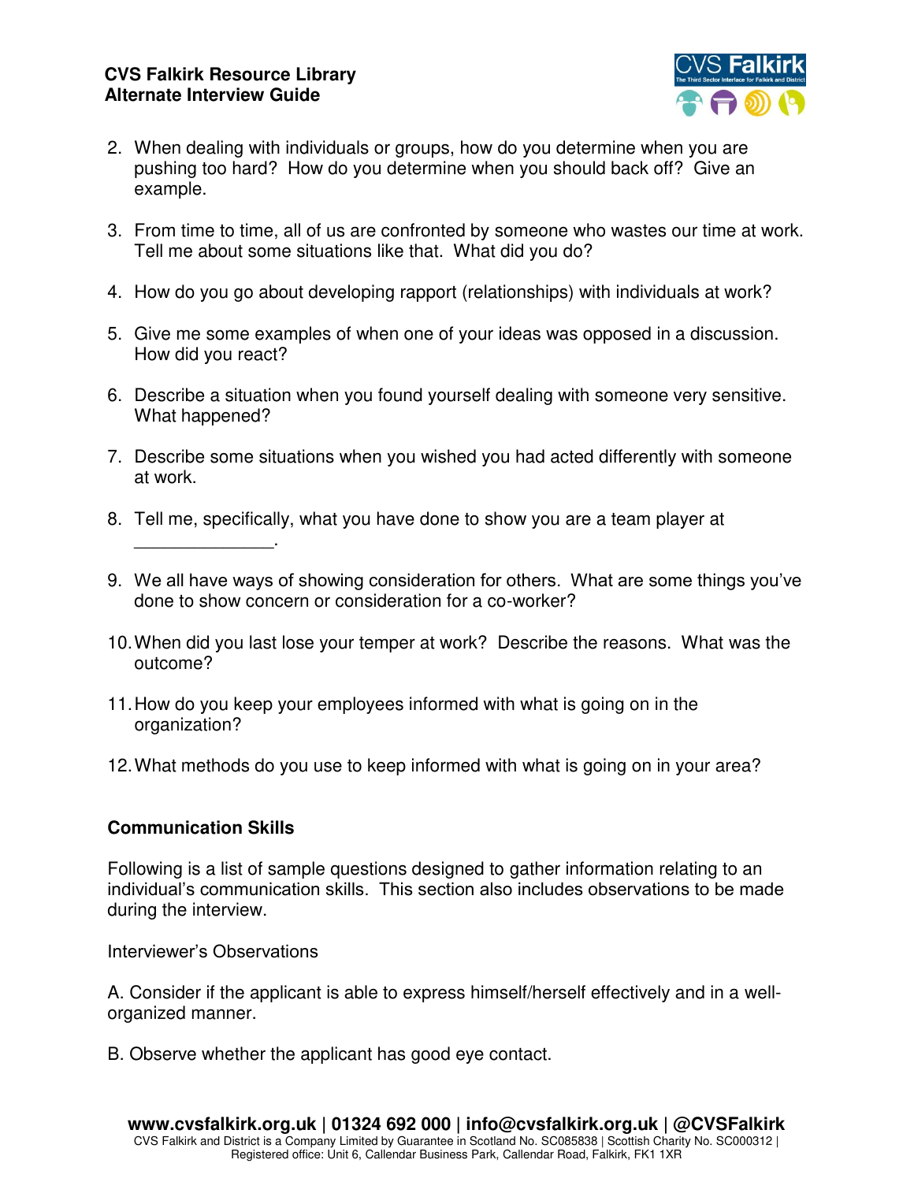2. When dealing with individuals or groups, how do you determine when you are pushing too hard? How do you determine when you should back off? Give an example.

3. From time to time, all of us are confronted by someone who wastes our time at work. Tell me about some situations like that. What did you do?

4. How do you go about developing rapport (relationships) with individuals at work?

5. Give me some examples of when one of your ideas was opposed in a discussion. How did you react?

6. Describe a situation when you found yourself dealing with someone very sensitive. What happened?

7. Describe some situations when you wished you had acted differently with someone at work.

8. Tell me, specifically, what you have done to show you are a team player at ______________.

9. We all have ways of showing consideration for others. What are some things you've done to show concern or consideration for a co-worker?

10. When did you last lose your temper at work? Describe the reasons. What was the outcome?

11. How do you keep your employees informed with what is going on in the organization?

12. What methods do you use to keep informed with what is going on in your area?

**Communication Skills**

Following is a list of sample questions designed to gather information relating to an individual's communication skills. This section also includes observations to be made during the interview.

Interviewer's Observations

A. Consider if the applicant is able to express himself/herself effectively and in a well-organized manner.

B. Observe whether the applicant has good eye contact.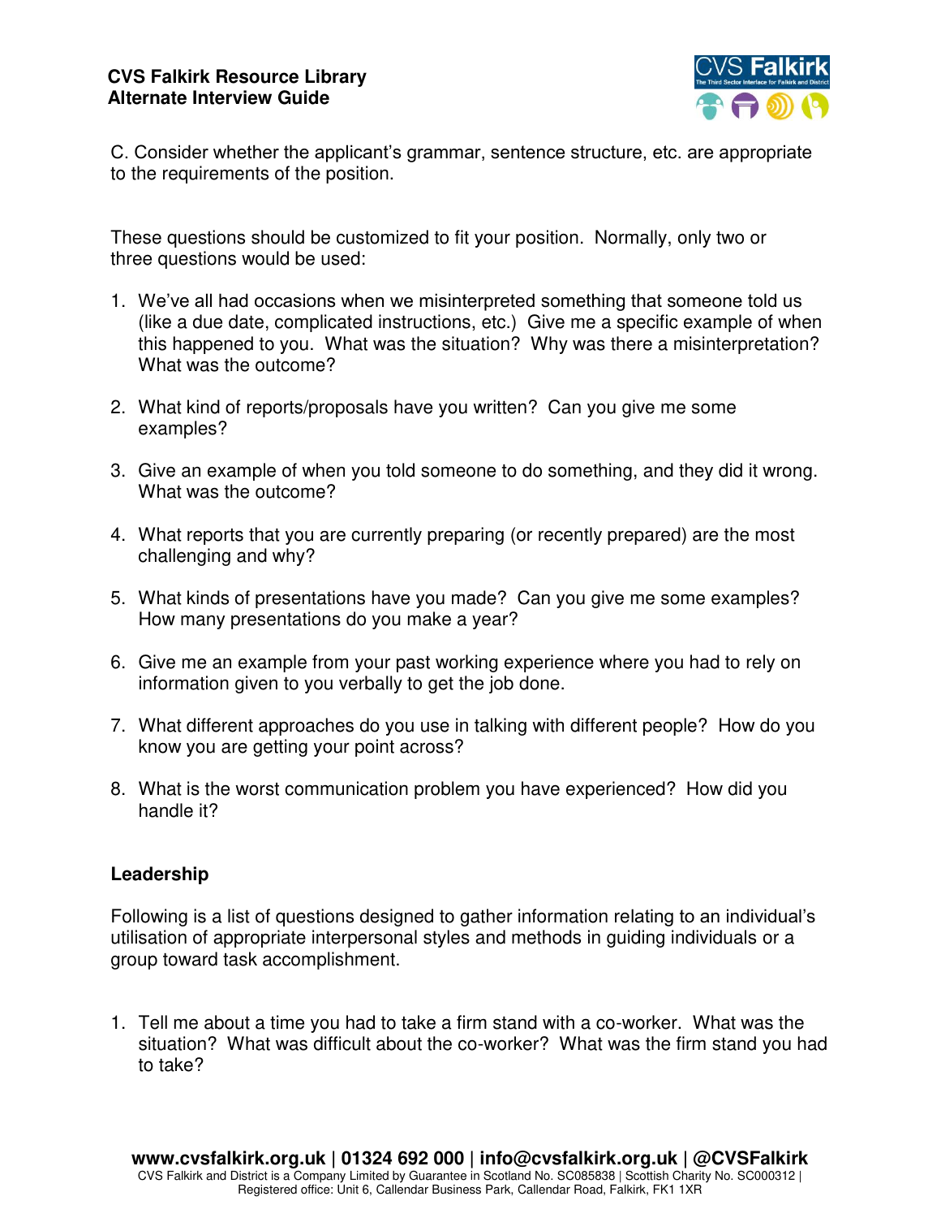C. Consider whether the applicant's grammar, sentence structure, etc. are appropriate to the requirements of the position.

These questions should be customized to fit your position. Normally, only two or three questions would be used:

1. We've all had occasions when we misinterpreted something that someone told us (like a due date, complicated instructions, etc.) Give me a specific example of when this happened to you. What was the situation? Why was there a misinterpretation? What was the outcome?

2. What kind of reports/proposals have you written? Can you give me some examples?

3. Give an example of when you told someone to do something, and they did it wrong. What was the outcome?

4. What reports that you are currently preparing (or recently prepared) are the most challenging and why?

5. What kinds of presentations have you made? Can you give me some examples? How many presentations do you make a year?

6. Give me an example from your past working experience where you had to rely on information given to you verbally to get the job done.

7. What different approaches do you use in talking with different people? How do you know you are getting your point across?

8. What is the worst communication problem you have experienced? How did you handle it?

## Leadership

Following is a list of questions designed to gather information relating to an individual's utilisation of appropriate interpersonal styles and methods in guiding individuals or a group toward task accomplishment.

1. Tell me about a time you had to take a firm stand with a co-worker. What was the situation? What was difficult about the co-worker? What was the firm stand you had to take?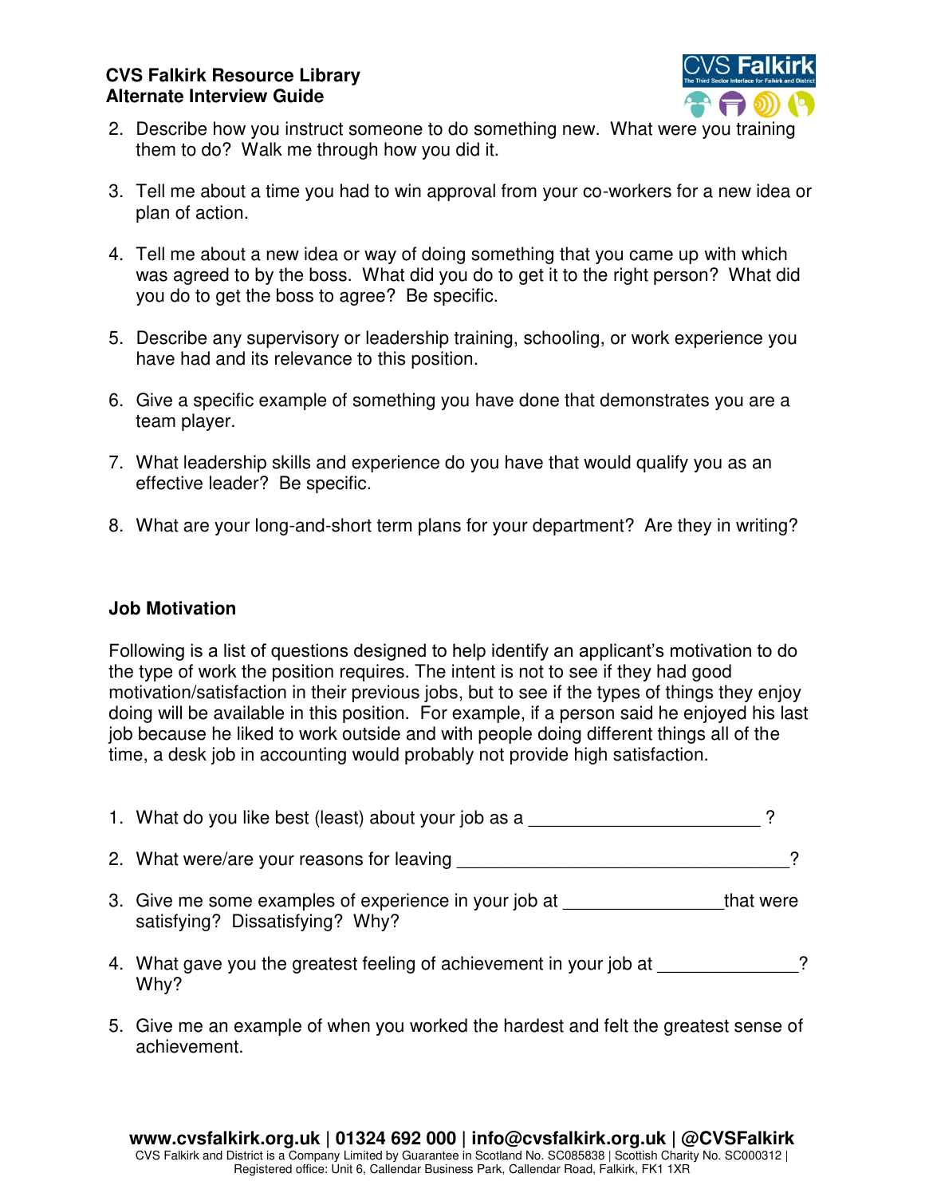2. Describe how you instruct someone to do something new. What were you training them to do? Walk me through how you did it.

3. Tell me about a time you had to win approval from your co-workers for a new idea or plan of action.

4. Tell me about a new idea or way of doing something that you came up with which was agreed to by the boss. What did you do to get it to the right person? What did you do to get the boss to agree? Be specific.

5. Describe any supervisory or leadership training, schooling, or work experience you have had and its relevance to this position.

6. Give a specific example of something you have done that demonstrates you are a team player.

7. What leadership skills and experience do you have that would qualify you as an effective leader? Be specific.

8. What are your long-and-short term plans for your department? Are they in writing?

**Job Motivation**

Following is a list of questions designed to help identify an applicant's motivation to do the type of work the position requires. The intent is not to see if they had good motivation/satisfaction in their previous jobs, but to see if the types of things they enjoy doing will be available in this position. For example, if a person said he enjoyed his last job because he liked to work outside and with people doing different things all of the time, a desk job in accounting would probably not provide high satisfaction.

1. What do you like best (least) about your job as a _______________________ ?

2. What were/are your reasons for leaving _________________________________?

3. Give me some examples of experience in your job at ________________that were satisfying? Dissatisfying? Why?

4. What gave you the greatest feeling of achievement in your job at ______________? Why?

5. Give me an example of when you worked the hardest and felt the greatest sense of achievement.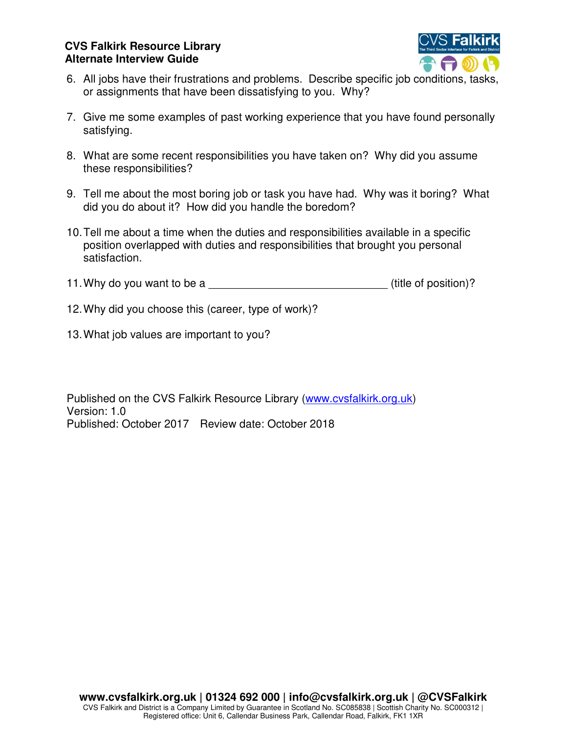6. All jobs have their frustrations and problems. Describe specific job conditions, tasks, or assignments that have been dissatisfying to you. Why?

7. Give me some examples of past working experience that you have found personally satisfying.

8. What are some recent responsibilities you have taken on? Why did you assume these responsibilities?

9. Tell me about the most boring job or task you have had. Why was it boring? What did you do about it? How did you handle the boredom?

10. Tell me about a time when the duties and responsibilities available in a specific position overlapped with duties and responsibilities that brought you personal satisfaction.

11. Why do you want to be a ______________________________ (title of position)?

12. Why did you choose this (career, type of work)?

13. What job values are important to you?

Published on the CVS Falkirk Resource Library (www.cvsfalkirk.org.uk)
Version: 1.0
Published: October 2017 Review date: October 2018